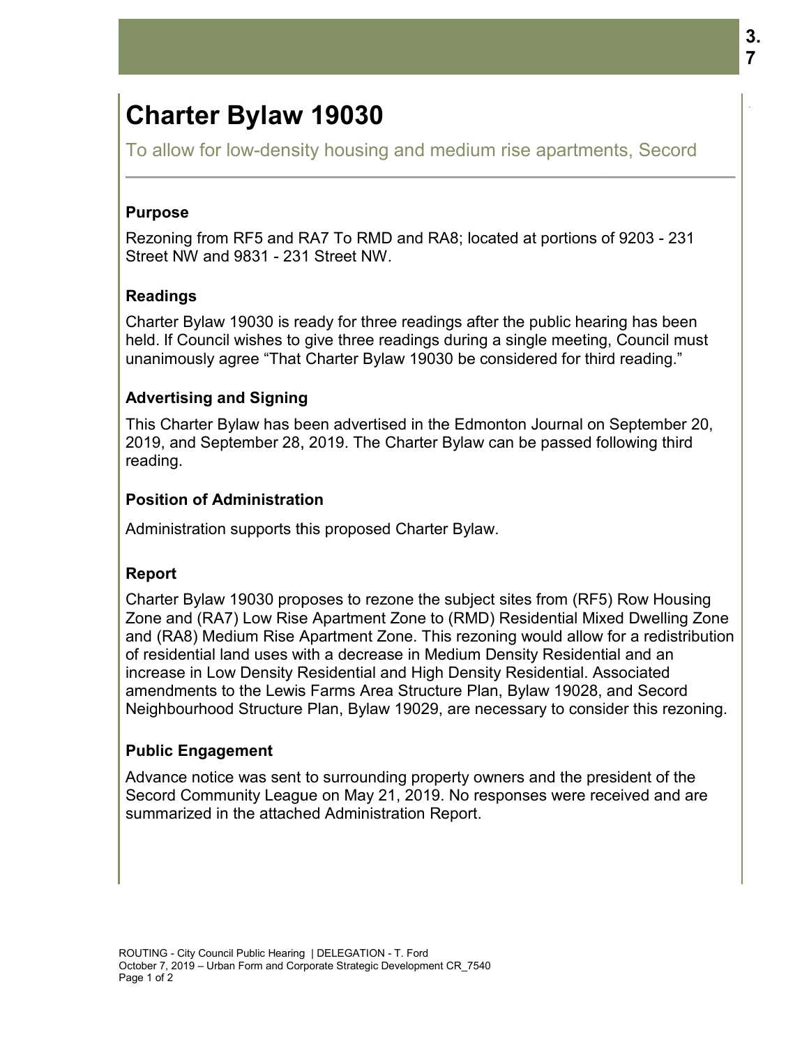# Charter Bylaw 19030

To allow for low-density housing and medium rise apartments, Secord

## Purpose

Rezoning from RF5 and RA7 To RMD and RA8; located at portions of 9203 - 231 Street NW and 9831 - 231 Street NW.

## Readings

Charter Bylaw 19030 is ready for three readings after the public hearing has been held. If Council wishes to give three readings during a single meeting, Council must unanimously agree "That Charter Bylaw 19030 be considered for third reading."

## Advertising and Signing

This Charter Bylaw has been advertised in the Edmonton Journal on September 20, 2019, and September 28, 2019. The Charter Bylaw can be passed following third reading.

## Position of Administration

Administration supports this proposed Charter Bylaw.

## Report

Charter Bylaw 19030 proposes to rezone the subject sites from (RF5) Row Housing Zone and (RA7) Low Rise Apartment Zone to (RMD) Residential Mixed Dwelling Zone and (RA8) Medium Rise Apartment Zone. This rezoning would allow for a redistribution of residential land uses with a decrease in Medium Density Residential and an increase in Low Density Residential and High Density Residential. Associated amendments to the Lewis Farms Area Structure Plan, Bylaw 19028, and Secord Neighbourhood Structure Plan, Bylaw 19029, are necessary to consider this rezoning.

## Public Engagement

Advance notice was sent to surrounding property owners and the president of the Secord Community League on May 21, 2019. No responses were received and are summarized in the attached Administration Report.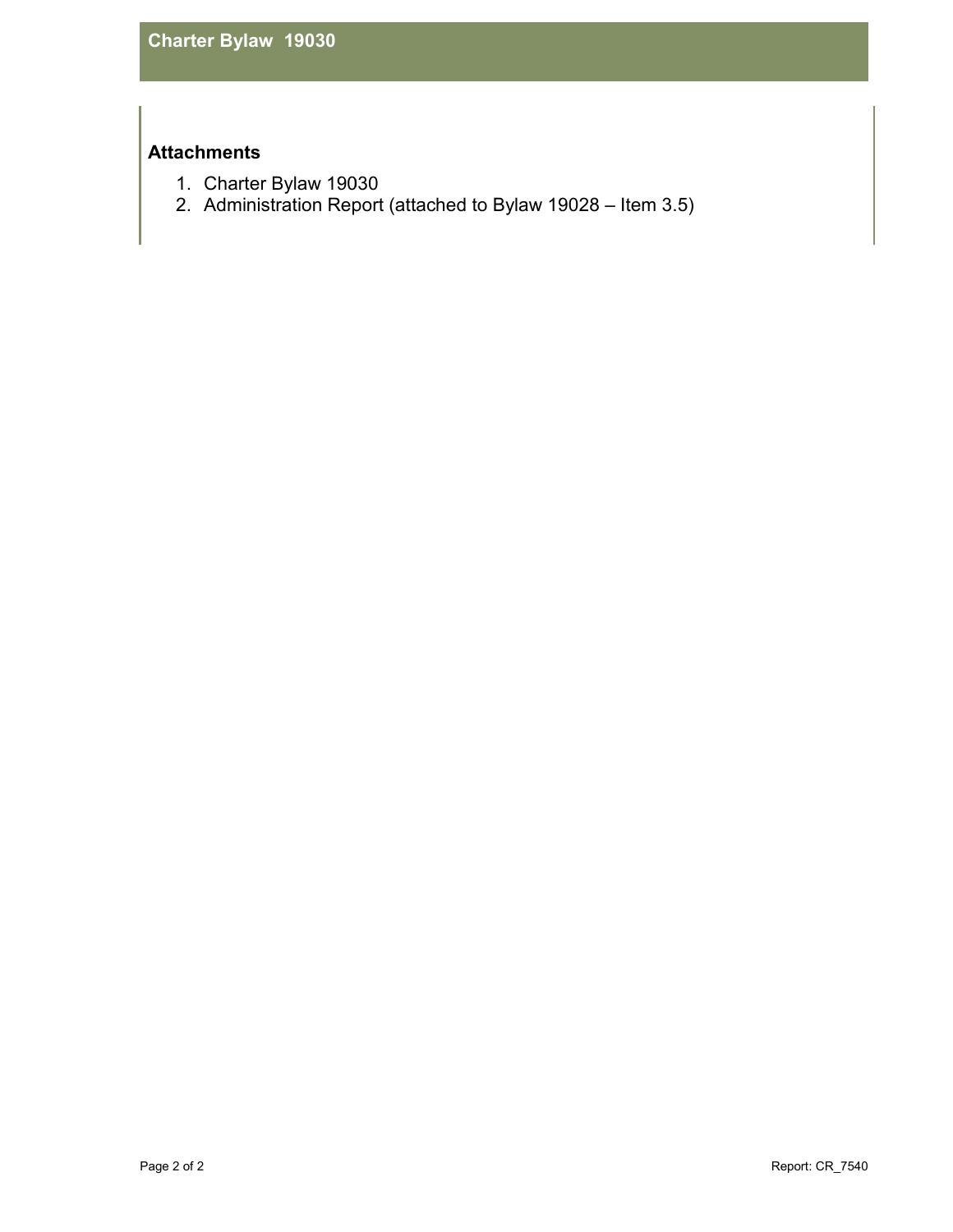## Attachments

1. Charter Bylaw 19030
2. Administration Report (attached to Bylaw 19028 – Item 3.5)